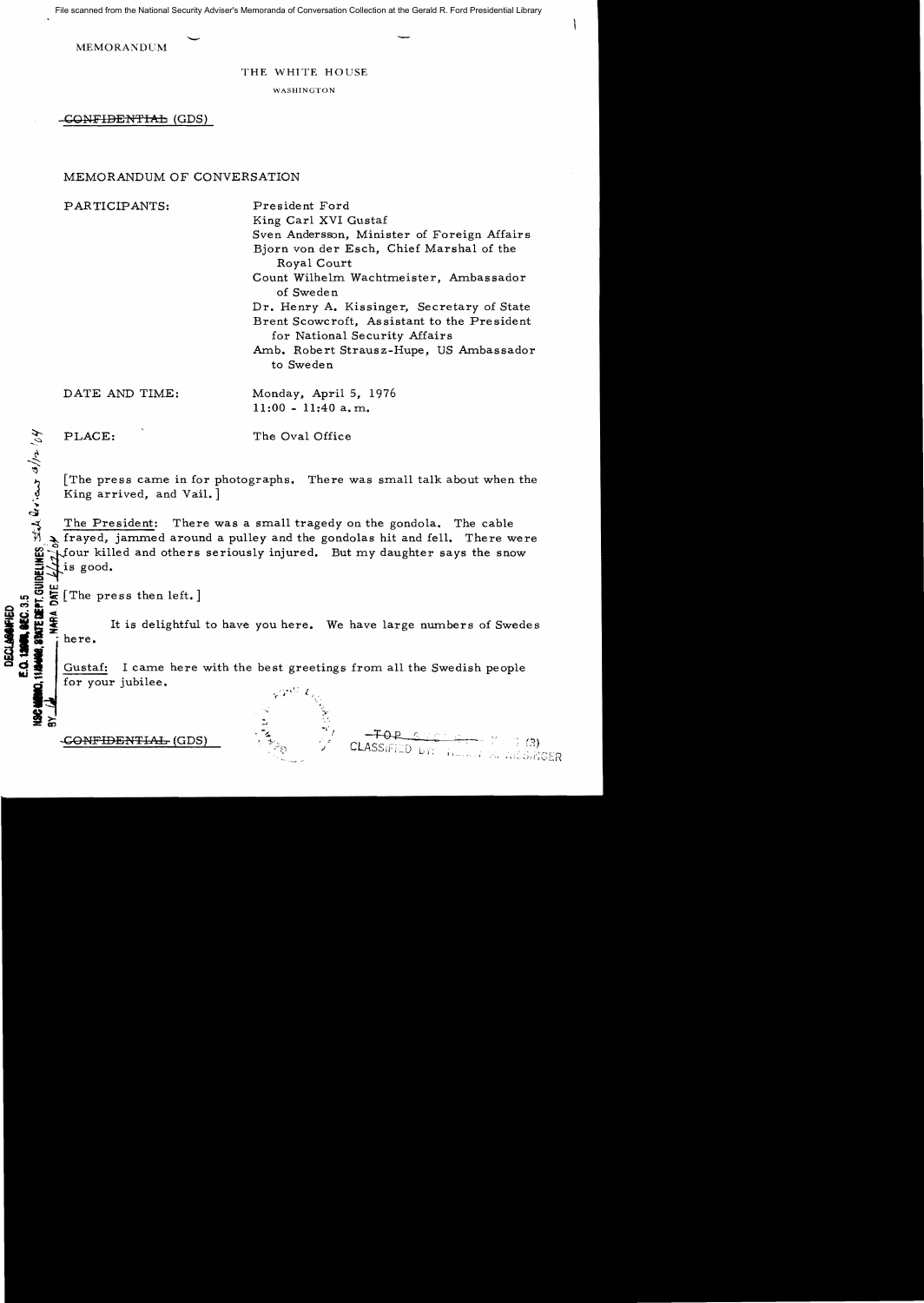File scanned from the National Security Adviser's Memoranda of Conversation Collection at the Gerald R. Ford Presidential Library

MEMORANDUM

THE WHITE HOUSE

WASHINGTON

~~CONFIDENTIAL~~ (GDS)

MEMORANDUM OF CONVERSATION

PARTICIPANTS:
President Ford
King Carl XVI Gustaf
Sven Andersson, Minister of Foreign Affairs
Bjorn von der Esch, Chief Marshal of the Royal Court
Count Wilhelm Wachtmeister, Ambassador of Sweden
Dr. Henry A. Kissinger, Secretary of State
Brent Scowcroft, Assistant to the President for National Security Affairs
Amb. Robert Strausz-Hupe, US Ambassador to Sweden

DATE AND TIME: Monday, April 5, 1976
11:00 - 11:40 a.m.

PLACE: The Oval Office

DECLASSIFIED
E.O. 12958, SEC. 3.5
NSC MEMO, 11/24/98, STATE DEPT. GUIDELINES
BY ___, NARA DATE ___

[The press came in for photographs. There was small talk about when the King arrived, and Vail.]

The President: There was a small tragedy on the gondola. The cable frayed, jammed around a pulley and the gondolas hit and fell. There were four killed and others seriously injured. But my daughter says the snow is good.

[The press then left.]

It is delightful to have you here. We have large numbers of Swedes here.

Gustaf: I came here with the best greetings from all the Swedish people for your jubilee.

~~CONFIDENTIAL~~ (GDS)

~~TOP SECRET~~
CLASSIFIED BY: HENRY A. KISSINGER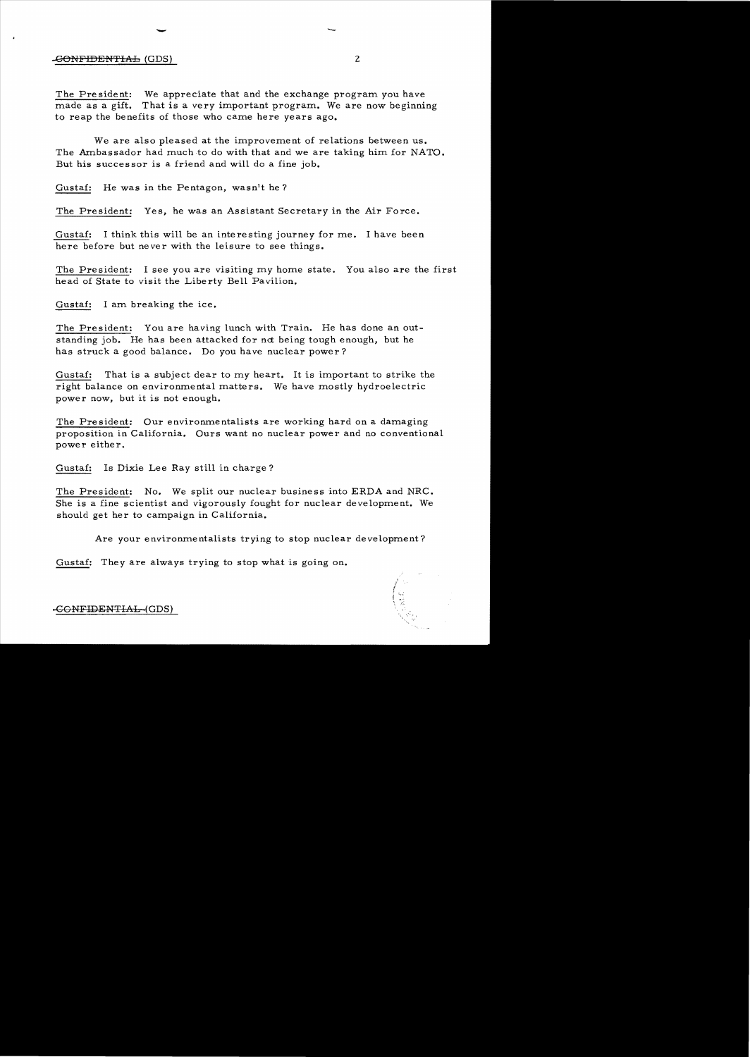The President: We appreciate that and the exchange program you have made as a gift. That is a very important program. We are now beginning to reap the benefits of those who came here years ago.

We are also pleased at the improvement of relations between us. The Ambassador had much to do with that and we are taking him for NATO. But his successor is a friend and will do a fine job.

Gustaf: He was in the Pentagon, wasn't he?

The President: Yes, he was an Assistant Secretary in the Air Force.

Gustaf: I think this will be an interesting journey for me. I have been here before but never with the leisure to see things.

The President: I see you are visiting my home state. You also are the first head of State to visit the Liberty Bell Pavilion.

Gustaf: I am breaking the ice.

The President: You are having lunch with Train. He has done an outstanding job. He has been attacked for not being tough enough, but he has struck a good balance. Do you have nuclear power?

Gustaf: That is a subject dear to my heart. It is important to strike the right balance on environmental matters. We have mostly hydroelectric power now, but it is not enough.

The President: Our environmentalists are working hard on a damaging proposition in California. Ours want no nuclear power and no conventional power either.

Gustaf: Is Dixie Lee Ray still in charge?

The President: No. We split our nuclear business into ERDA and NRC. She is a fine scientist and vigorously fought for nuclear development. We should get her to campaign in California.

Are your environmentalists trying to stop nuclear development?

Gustaf: They are always trying to stop what is going on.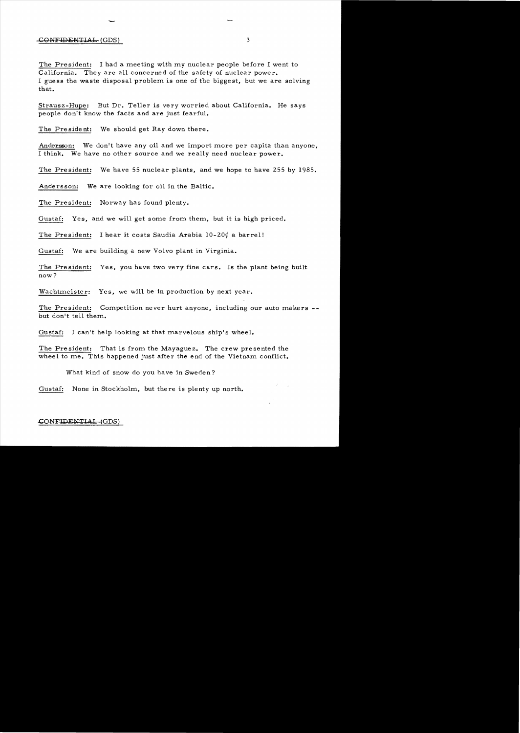The President: I had a meeting with my nuclear people before I went to California. They are all concerned of the safety of nuclear power. I guess the waste disposal problem is one of the biggest, but we are solving that.

Strausz-Hupe: But Dr. Teller is very worried about California. He says people don't know the facts and are just fearful.

The President: We should get Ray down there.

Andersson: We don't have any oil and we import more per capita than anyone, I think. We have no other source and we really need nuclear power.

The President: We have 55 nuclear plants, and we hope to have 255 by 1985.

Andersson: We are looking for oil in the Baltic.

The President: Norway has found plenty.

Gustaf: Yes, and we will get some from them, but it is high priced.

The President: I hear it costs Saudia Arabia 10-20¢ a barrel!

Gustaf: We are building a new Volvo plant in Virginia.

The President: Yes, you have two very fine cars. Is the plant being built now?

Wachtmeister: Yes, we will be in production by next year.

The President: Competition never hurt anyone, including our auto makers -- but don't tell them.

Gustaf: I can't help looking at that marvelous ship's wheel.

The President: That is from the Mayaguez. The crew presented the wheel to me. This happened just after the end of the Vietnam conflict.

What kind of snow do you have in Sweden?

Gustaf: None in Stockholm, but there is plenty up north.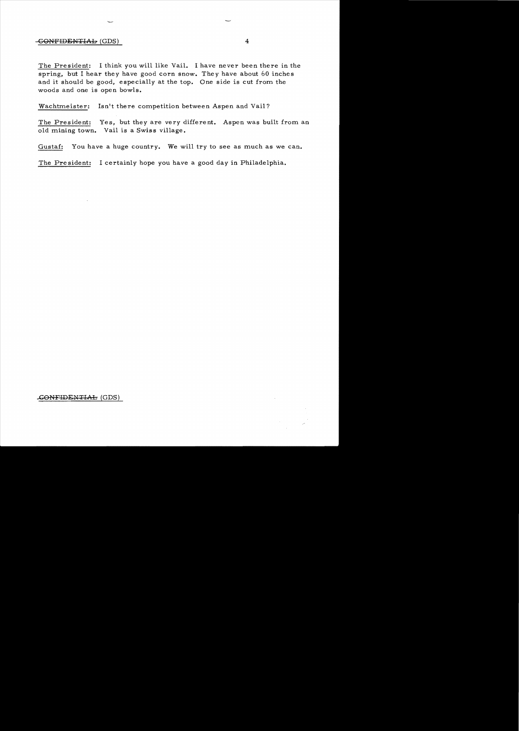The President: I think you will like Vail. I have never been there in the spring, but I hear they have good corn snow. They have about 60 inches and it should be good, especially at the top. One side is cut from the woods and one is open bowls.

Wachtmeister: Isn't there competition between Aspen and Vail?

The President: Yes, but they are very different. Aspen was built from an old mining town. Vail is a Swiss village.

Gustaf: You have a huge country. We will try to see as much as we can.

The President: I certainly hope you have a good day in Philadelphia.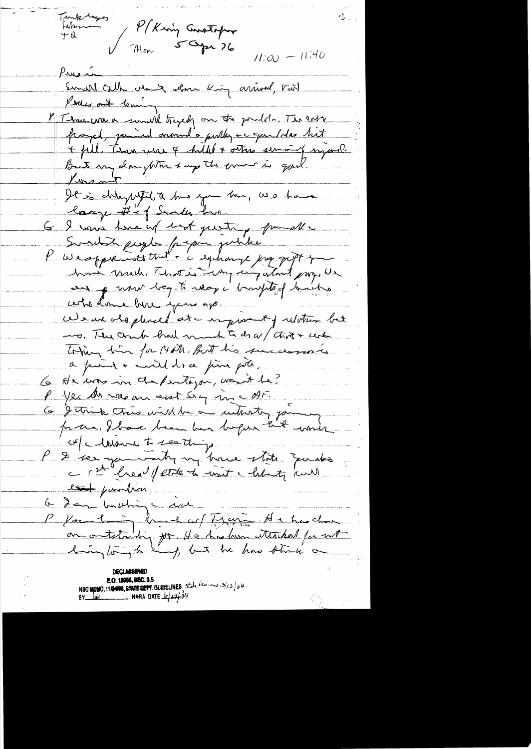Turkleson (?)
Whiteman (?)
+ Q

P/King Gustaf
Mon 5 Apr 76

11:00 – 11:40

Press in

Small talk re ski – then King arrived, Kiss (?)

Press out leaving

P There was a small tragedy on the gondola. The cable frayed, jammed around a pulley & a gondola hit & fell. Three were ⚰ killed & others seriously injured. But my daughter says the snow is good.

Press out

It is delightful to have you here. We have large # of Swedes here.

G I come here w/ best greeting from all Swedish people for your jubilee

P We appreciate that & the exchange prog gift you have made. That is very important prog. We are of ~~many~~ many back. To recog the benefits of Swedes who came here years ago.

We are also pleased at the improvement of relations bet us. Then Amb had much to do w/ that & we are thanking him for that. But his successor is a friend & will do a fine job.

G He was in the Pentagon, wasn't he?

P Yes he was an asst Secy in the AF.

G I think this will be an interesting journey for me. I have been here before but never w/ the leisure to see things.

P I see you're visiting ~~my~~ many ~~home~~ states. Going to the 1st Pres'l Office to visit the liberty bell exhibition.

G I am looking ~~the~~ in

P You are having lunch w/ Tyson. He has done an outstanding job. He has been attacked for not having long-term land, but he has strict a

DECLASSIFIED
E.O. 12958, SEC. 3.5
NSC MEMO, 11/24/98, STATE DEPT. GUIDELINES State review 3/12/04
BY lad NARA, DATE 6/17/04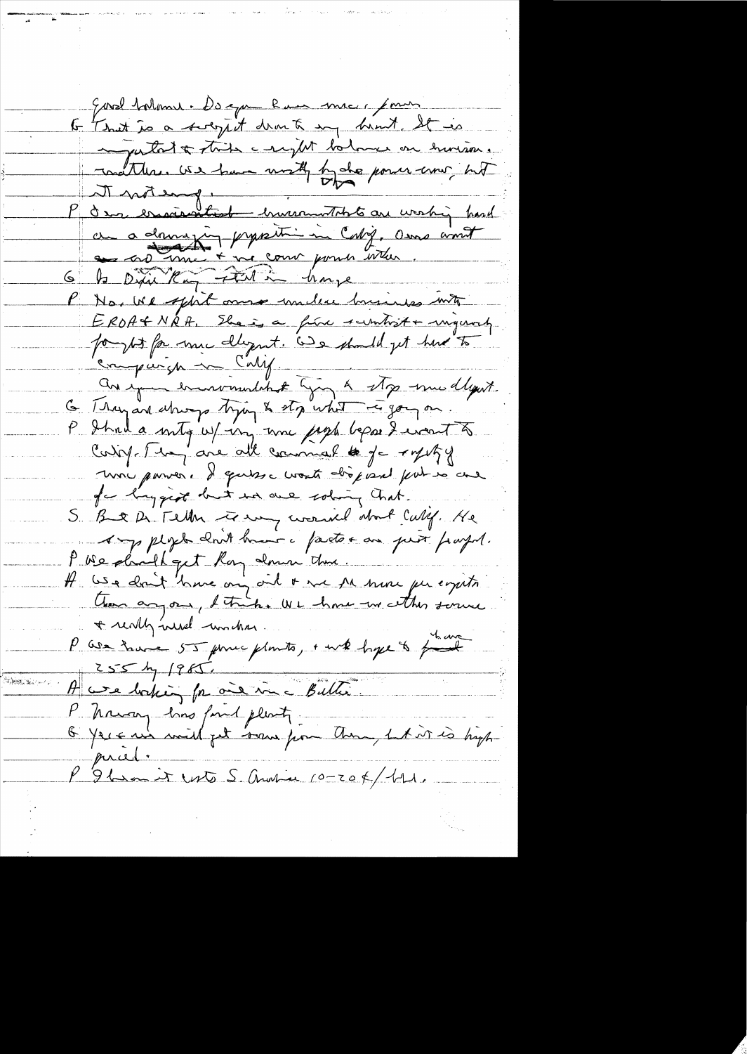Good balance. Do you have nuc. power

G That is a sore spot dear to my heart. It is important to strike a right balance on environmental matters. We have mostly hydro power now, but it is not enough.

P Our environmentalist environmentalists are working hard on a damaging opposition in Calif. Ours want no nuc & we count power either.

G Is Dixie Ray still in charge

P No. We split our nuclear business into ERDA & NRC. She is a fine scientist & vigorously fought for nuc deployment. We should get her to campaign in Calif.

Are your environmentalist trying to stop nuc deployment.

G They are always trying to stop what is going on.

P I had a mtg w/ my nuc people before I went to Calif. They are all committed to safety of nuc power. I guess waste disposal poses our biggest hurt but we are solving that.

S But Dr. Teller is very worried about Calif. He says people don't know the facts & are just scared.

P We should get Ray down there.

H We don't have any oil & we are more per capita than anyone, I think. We have no other source & really need nuclear.

P We have 55 nuc plants, & we hope to have 255 by 1985.

H We are looking for oil in the Baltic.

P Norway has found plenty.

G Yes & we will get some from them, but it is high priced.

P I burn it costs S. Arabia 10-20¢/bbl.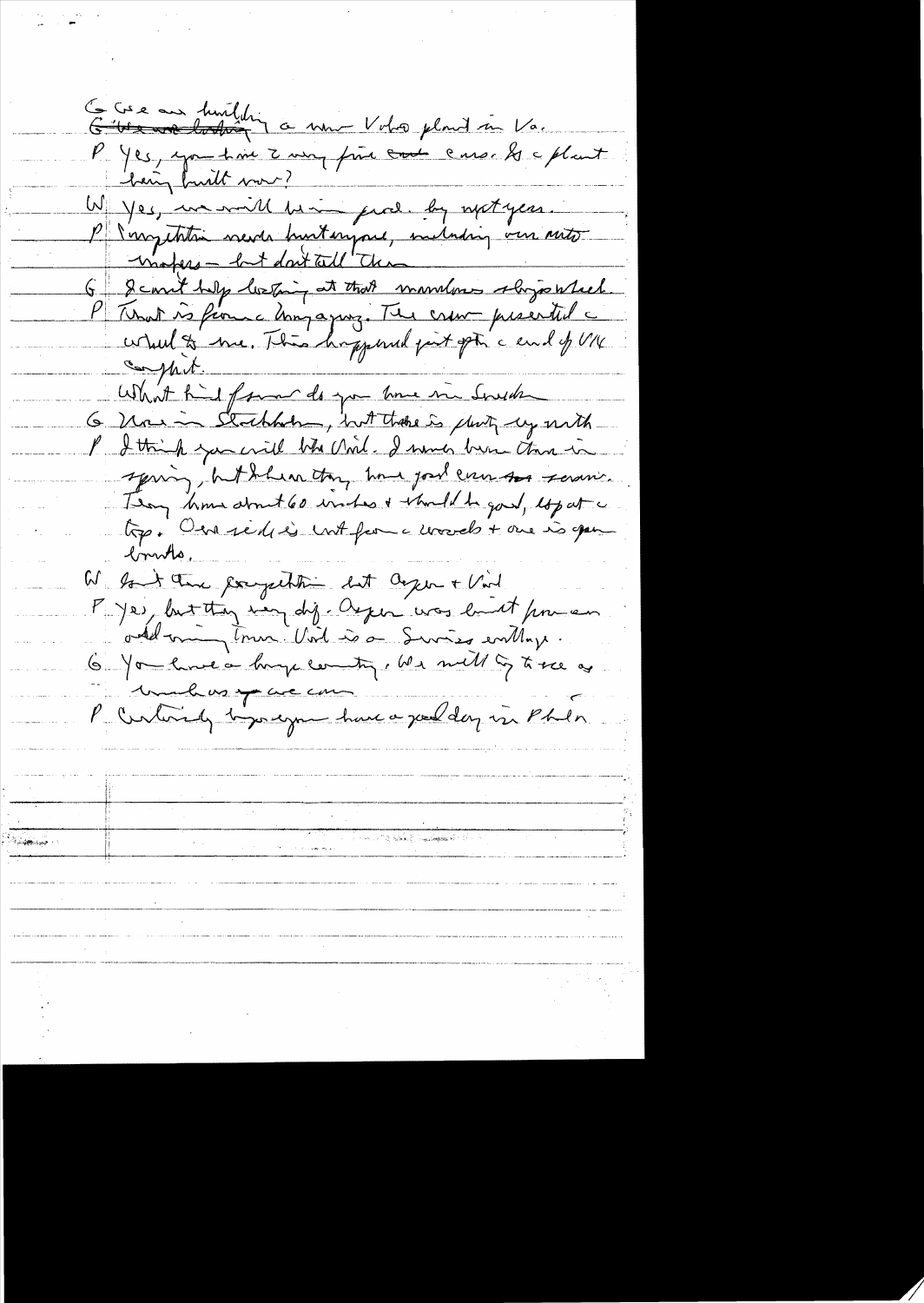G We are building a new Volvo plant in Va.

P Yes, you have 2 very fine cars. Is a plant being built now?

W Yes, we will be in prod. by next year.

P Competition never hurt anyone, including our auto makers — but don't tell them

G I can't help looking at that marvelous ship model.

P That is from a Hungarian. The crew presented a model to me. This happened just after the end of WW Conflict.

What kind of snow do you have in Sweden

G None in Stockholm, but there is plenty up north

P I think you will like Vail. I never been there in spring, but I hear they have good conditions. They have about 60 inches & should be good, but at the top. One side is cut from the woods & one is open bowls.

W Isn't there competition between Aspen & Vail

P Yes, but they very dif. Aspen was built from an old mining town. Vail is a Swiss village.

G You have a huge country. We will try to see as much as we can

P Certainly hope you have a good day in Phila